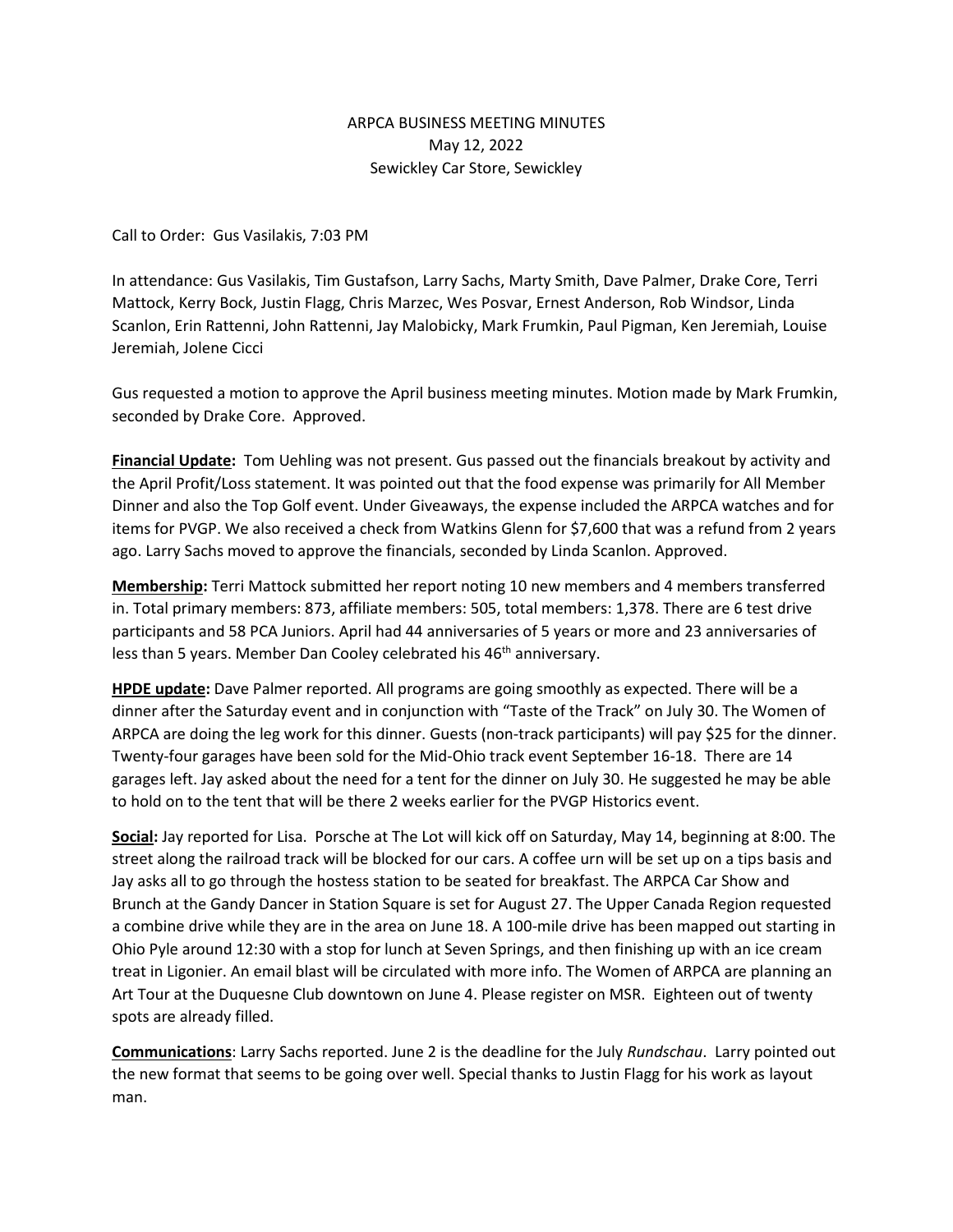ARPCA BUSINESS MEETING MINUTES
May 12, 2022
Sewickley Car Store, Sewickley

Call to Order: Gus Vasilakis, 7:03 PM

In attendance: Gus Vasilakis, Tim Gustafson, Larry Sachs, Marty Smith, Dave Palmer, Drake Core, Terri Mattock, Kerry Bock, Justin Flagg, Chris Marzec, Wes Posvar, Ernest Anderson, Rob Windsor, Linda Scanlon, Erin Rattenni, John Rattenni, Jay Malobicky, Mark Frumkin, Paul Pigman, Ken Jeremiah, Louise Jeremiah, Jolene Cicci

Gus requested a motion to approve the April business meeting minutes. Motion made by Mark Frumkin, seconded by Drake Core. Approved.

**Financial Update:** Tom Uehling was not present. Gus passed out the financials breakout by activity and the April Profit/Loss statement. It was pointed out that the food expense was primarily for All Member Dinner and also the Top Golf event. Under Giveaways, the expense included the ARPCA watches and for items for PVGP. We also received a check from Watkins Glenn for $7,600 that was a refund from 2 years ago. Larry Sachs moved to approve the financials, seconded by Linda Scanlon. Approved.

**Membership:** Terri Mattock submitted her report noting 10 new members and 4 members transferred in. Total primary members: 873, affiliate members: 505, total members: 1,378. There are 6 test drive participants and 58 PCA Juniors. April had 44 anniversaries of 5 years or more and 23 anniversaries of less than 5 years. Member Dan Cooley celebrated his 46th anniversary.

**HPDE update:** Dave Palmer reported. All programs are going smoothly as expected. There will be a dinner after the Saturday event and in conjunction with "Taste of the Track" on July 30. The Women of ARPCA are doing the leg work for this dinner. Guests (non-track participants) will pay $25 for the dinner. Twenty-four garages have been sold for the Mid-Ohio track event September 16-18. There are 14 garages left. Jay asked about the need for a tent for the dinner on July 30. He suggested he may be able to hold on to the tent that will be there 2 weeks earlier for the PVGP Historics event.

**Social:** Jay reported for Lisa. Porsche at The Lot will kick off on Saturday, May 14, beginning at 8:00. The street along the railroad track will be blocked for our cars. A coffee urn will be set up on a tips basis and Jay asks all to go through the hostess station to be seated for breakfast. The ARPCA Car Show and Brunch at the Gandy Dancer in Station Square is set for August 27. The Upper Canada Region requested a combine drive while they are in the area on June 18. A 100-mile drive has been mapped out starting in Ohio Pyle around 12:30 with a stop for lunch at Seven Springs, and then finishing up with an ice cream treat in Ligonier. An email blast will be circulated with more info. The Women of ARPCA are planning an Art Tour at the Duquesne Club downtown on June 4. Please register on MSR. Eighteen out of twenty spots are already filled.

**Communications**: Larry Sachs reported. June 2 is the deadline for the July *Rundschau*. Larry pointed out the new format that seems to be going over well. Special thanks to Justin Flagg for his work as layout man.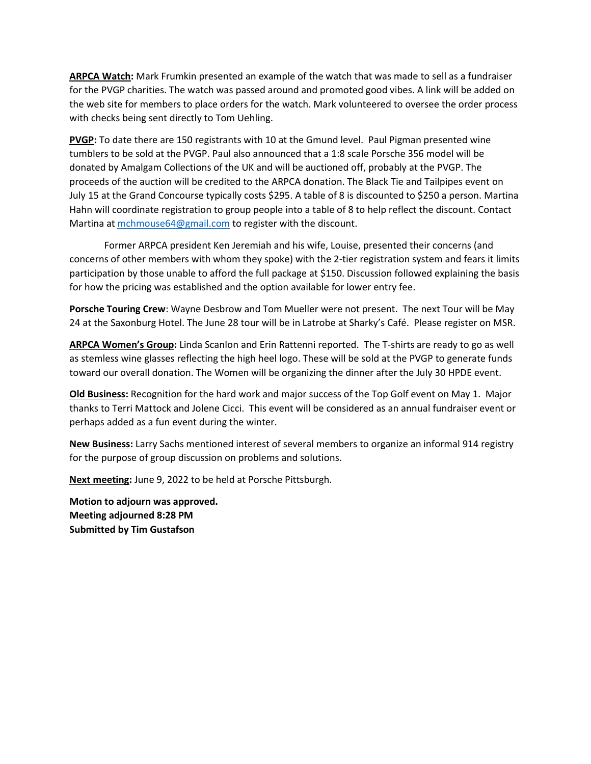**<u>ARPCA Watch</u>:** Mark Frumkin presented an example of the watch that was made to sell as a fundraiser for the PVGP charities. The watch was passed around and promoted good vibes. A link will be added on the web site for members to place orders for the watch. Mark volunteered to oversee the order process with checks being sent directly to Tom Uehling.

**<u>PVGP</u>:** To date there are 150 registrants with 10 at the Gmund level. Paul Pigman presented wine tumblers to be sold at the PVGP. Paul also announced that a 1:8 scale Porsche 356 model will be donated by Amalgam Collections of the UK and will be auctioned off, probably at the PVGP. The proceeds of the auction will be credited to the ARPCA donation. The Black Tie and Tailpipes event on July 15 at the Grand Concourse typically costs $295. A table of 8 is discounted to $250 a person. Martina Hahn will coordinate registration to group people into a table of 8 to help reflect the discount. Contact Martina at mchmouse64@gmail.com to register with the discount.

Former ARPCA president Ken Jeremiah and his wife, Louise, presented their concerns (and concerns of other members with whom they spoke) with the 2-tier registration system and fears it limits participation by those unable to afford the full package at $150. Discussion followed explaining the basis for how the pricing was established and the option available for lower entry fee.

**<u>Porsche Touring Crew</u>**: Wayne Desbrow and Tom Mueller were not present. The next Tour will be May 24 at the Saxonburg Hotel. The June 28 tour will be in Latrobe at Sharky's Café. Please register on MSR.

**<u>ARPCA Women's Group</u>:** Linda Scanlon and Erin Rattenni reported. The T-shirts are ready to go as well as stemless wine glasses reflecting the high heel logo. These will be sold at the PVGP to generate funds toward our overall donation. The Women will be organizing the dinner after the July 30 HPDE event.

**<u>Old Business</u>:** Recognition for the hard work and major success of the Top Golf event on May 1. Major thanks to Terri Mattock and Jolene Cicci. This event will be considered as an annual fundraiser event or perhaps added as a fun event during the winter.

**<u>New Business</u>:** Larry Sachs mentioned interest of several members to organize an informal 914 registry for the purpose of group discussion on problems and solutions.

**<u>Next meeting</u>:** June 9, 2022 to be held at Porsche Pittsburgh.

**Motion to adjourn was approved.**
**Meeting adjourned 8:28 PM**
**Submitted by Tim Gustafson**